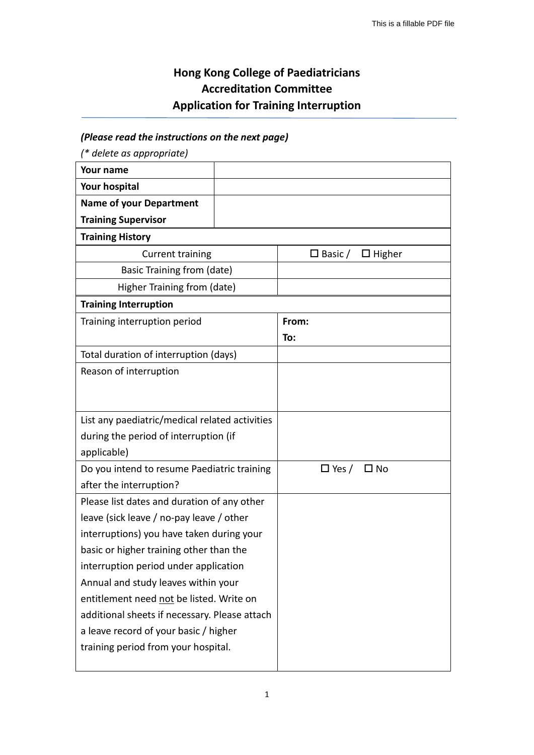# Hong Kong College of Paediatricians
## Accreditation Committee
## Application for Training Interruption

***(Please read the instructions on the next page)***

*(\* delete as appropriate)*

| | |
|---|---|
| **Your name** | |
| **Your hospital** | |
| **Name of your Department Training Supervisor** | |
| **Training History** | |
| Current training | ☐ Basic / ☐ Higher |
| Basic Training from (date) | |
| Higher Training from (date) | |
| **Training Interruption** | |
| Training interruption period | **From:**<br>**To:** |
| Total duration of interruption (days) | |
| Reason of interruption | |
| List any paediatric/medical related activities during the period of interruption (if applicable) | |
| Do you intend to resume Paediatric training after the interruption? | ☐ Yes / ☐ No |
| Please list dates and duration of any other leave (sick leave / no-pay leave / other interruptions) you have taken during your basic or higher training other than the interruption period under application Annual and study leaves within your entitlement need <u>not</u> be listed. Write on additional sheets if necessary. Please attach a leave record of your basic / higher training period from your hospital. | |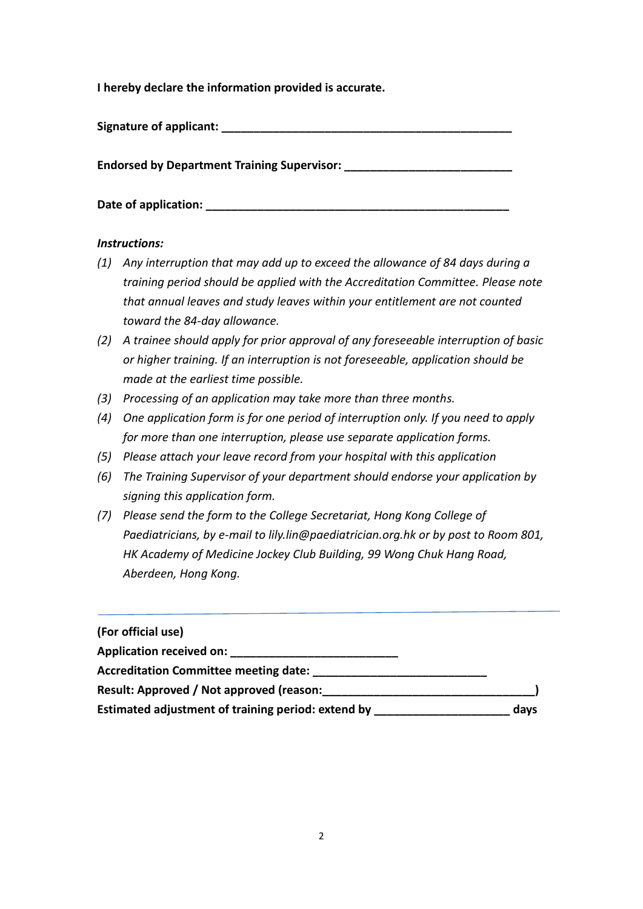**I hereby declare the information provided is accurate.**

**Signature of applicant: ____________________________________________**

**Endorsed by Department Training Supervisor: _________________________**

**Date of application: ______________________________________________**

***Instructions:***

*(1) Any interruption that may add up to exceed the allowance of 84 days during a training period should be applied with the Accreditation Committee. Please note that annual leaves and study leaves within your entitlement are not counted toward the 84-day allowance.*

*(2) A trainee should apply for prior approval of any foreseeable interruption of basic or higher training. If an interruption is not foreseeable, application should be made at the earliest time possible.*

*(3) Processing of an application may take more than three months.*

*(4) One application form is for one period of interruption only. If you need to apply for more than one interruption, please use separate application forms.*

*(5) Please attach your leave record from your hospital with this application*

*(6) The Training Supervisor of your department should endorse your application by signing this application form.*

*(7) Please send the form to the College Secretariat, Hong Kong College of Paediatricians, by e-mail to lily.lin@paediatrician.org.hk or by post to Room 801, HK Academy of Medicine Jockey Club Building, 99 Wong Chuk Hang Road, Aberdeen, Hong Kong.*

---

**(For official use)**

**Application received on: _________________________**

**Accreditation Committee meeting date: __________________________**

**Result: Approved / Not approved (reason:______________________________)**

**Estimated adjustment of training period: extend by ____________________ days**